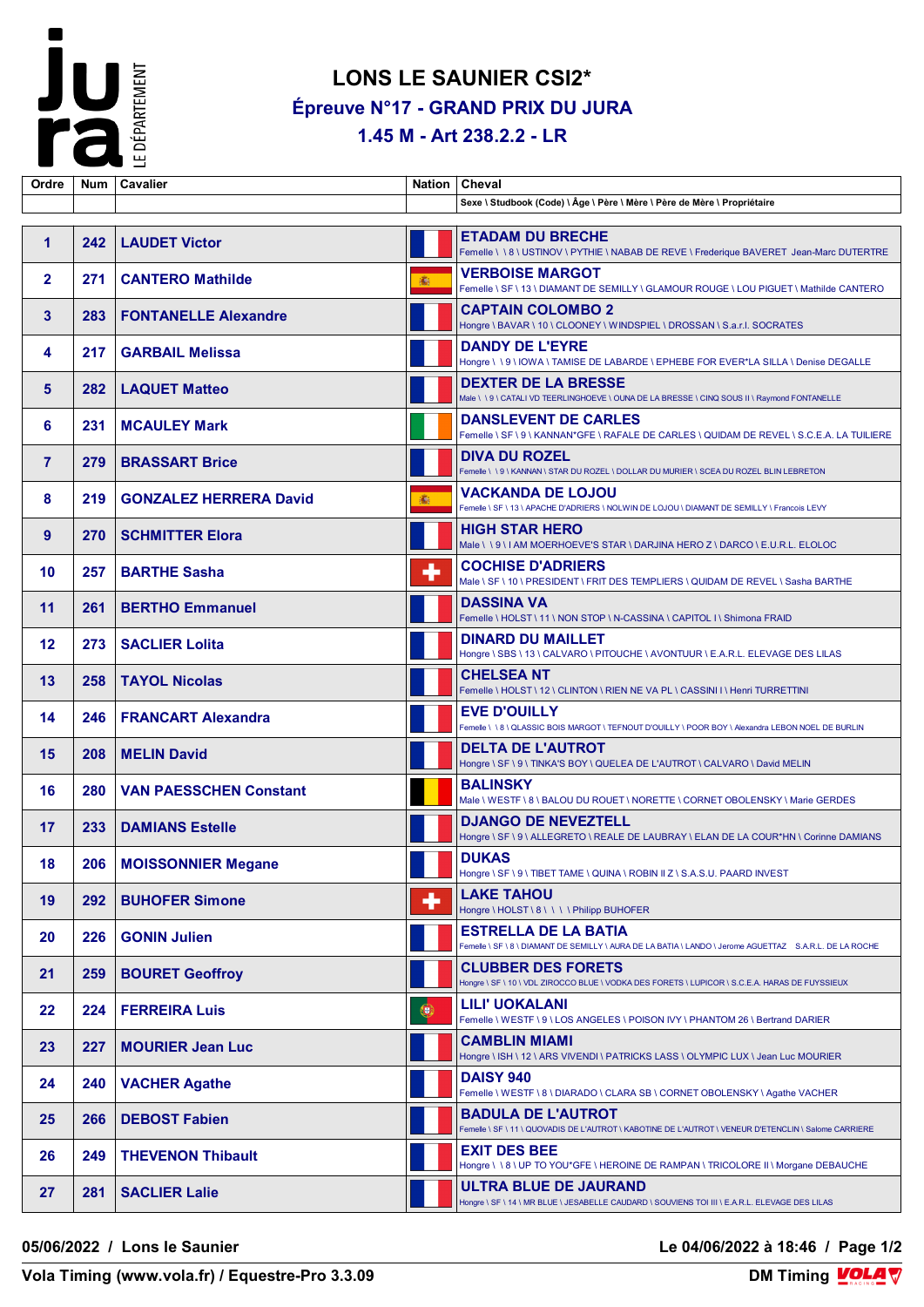# LONS LE SAUNIER CSI2*

## Épreuve N°17 - GRAND PRIX DU JURA

## 1.45 M - Art 238.2.2 - LR

| Ordre | Num | Cavalier | Nation | Cheval<br>Sexe \ Studbook (Code) \ Âge \ Père \ Mère \ Père de Mère \ Propriétaire |
|---|---|---|---|---|
| 1 | 242 | LAUDET Victor | | ETADAM DU BRECHE<br>Femelle \ \ 8 \ USTINOV \ PYTHIE \ NABAB DE REVE \ Frederique BAVERET Jean-Marc DUTERTRE |
| 2 | 271 | CANTERO Mathilde | | VERBOISE MARGOT<br>Femelle \ SF \ 13 \ DIAMANT DE SEMILLY \ GLAMOUR ROUGE \ LOU PIGUET \ Mathilde CANTERO |
| 3 | 283 | FONTANELLE Alexandre | | CAPTAIN COLOMBO 2<br>Hongre \ BAVAR \ 10 \ CLOONEY \ WINDSPIEL \ DROSSAN \ S.a.r.l. SOCRATES |
| 4 | 217 | GARBAIL Melissa | | DANDY DE L'EYRE<br>Hongre \ \ 9 \ IOWA \ TAMISE DE LABARDE \ EPHEBE FOR EVER*LA SILLA \ Denise DEGALLE |
| 5 | 282 | LAQUET Matteo | | DEXTER DE LA BRESSE<br>Male \ \ 9 \ CATALI VD TEERLINGHOEVE \ OUNA DE LA BRESSE \ CINQ SOUS II \ Raymond FONTANELLE |
| 6 | 231 | MCAULEY Mark | | DANSLEVENT DE CARLES<br>Femelle \ SF \ 9 \ KANNAN*GFE \ RAFALE DE CARLES \ QUIDAM DE REVEL \ S.C.E.A. LA TUILIERE |
| 7 | 279 | BRASSART Brice | | DIVA DU ROZEL<br>Femelle \ \ 9 \ KANNAN \ STAR DU ROZEL \ DOLLAR DU MURIER \ SCEA DU ROZEL BLIN LEBRETON |
| 8 | 219 | GONZALEZ HERRERA David | | VACKANDA DE LOJOU<br>Femelle \ SF \ 13 \ APACHE D'ADRIERS \ NOLWIN DE LOJOU \ DIAMANT DE SEMILLY \ Francois LEVY |
| 9 | 270 | SCHMITTER Elora | | HIGH STAR HERO<br>Male \ \ 9 \ I AM MOERHOEVE'S STAR \ DARJINA HERO Z \ DARCO \ E.U.R.L. ELOLOC |
| 10 | 257 | BARTHE Sasha | | COCHISE D'ADRIERS<br>Male \ SF \ 10 \ PRESIDENT \ FRIT DES TEMPLIERS \ QUIDAM DE REVEL \ Sasha BARTHE |
| 11 | 261 | BERTHO Emmanuel | | DASSINA VA<br>Femelle \ HOLST \ 11 \ NON STOP \ N-CASSINA \ CAPITOL I \ Shimona FRAID |
| 12 | 273 | SACLIER Lolita | | DINARD DU MAILLET<br>Hongre \ SBS \ 13 \ CALVARO \ PITOUCHE \ AVONTUUR \ E.A.R.L. ELEVAGE DES LILAS |
| 13 | 258 | TAYOL Nicolas | | CHELSEA NT<br>Femelle \ HOLST \ 12 \ CLINTON \ RIEN NE VA PL \ CASSINI I \ Henri TURRETTINI |
| 14 | 246 | FRANCART Alexandra | | EVE D'OUILLY<br>Femelle \ \ 8 \ QLASSIC BOIS MARGOT \ TEFNOUT D'OUILLY \ POOR BOY \ Alexandra LEBON NOEL DE BURLIN |
| 15 | 208 | MELIN David | | DELTA DE L'AUTROT<br>Hongre \ SF \ 9 \ TINKA'S BOY \ QUELEA DE L'AUTROT \ CALVARO \ David MELIN |
| 16 | 280 | VAN PAESSCHEN Constant | | BALINSKY<br>Male \ WESTF \ 8 \ BALOU DU ROUET \ NORETTE \ CORNET OBOLENSKY \ Marie GERDES |
| 17 | 233 | DAMIANS Estelle | | DJANGO DE NEVEZTELL<br>Hongre \ SF \ 9 \ ALLEGRETO \ REALE DE LAUBRAY \ ELAN DE LA COUR*HN \ Corinne DAMIANS |
| 18 | 206 | MOISSONNIER Megane | | DUKAS<br>Hongre \ SF \ 9 \ TIBET TAME \ QUINA \ ROBIN II Z \ S.A.S.U. PAARD INVEST |
| 19 | 292 | BUHOFER Simone | | LAKE TAHOU<br>Hongre \ HOLST \ 8 \ \ \ \ Philipp BUHOFER |
| 20 | 226 | GONIN Julien | | ESTRELLA DE LA BATIA<br>Femelle \ SF \ 8 \ DIAMANT DE SEMILLY \ AURA DE LA BATIA \ LANDO \ Jerome AGUETTAZ S.A.R.L. DE LA ROCHE |
| 21 | 259 | BOURET Geoffroy | | CLUBBER DES FORETS<br>Hongre \ SF \ 10 \ VDL ZIROCCO BLUE \ VODKA DES FORETS \ LUPICOR \ S.C.E.A. HARAS DE FUYSSIEUX |
| 22 | 224 | FERREIRA Luis | | LILI' UOKALANI<br>Femelle \ WESTF \ 9 \ LOS ANGELES \ POISON IVY \ PHANTOM 26 \ Bertrand DARIER |
| 23 | 227 | MOURIER Jean Luc | | CAMBLIN MIAMI<br>Hongre \ ISH \ 12 \ ARS VIVENDI \ PATRICKS LASS \ OLYMPIC LUX \ Jean Luc MOURIER |
| 24 | 240 | VACHER Agathe | | DAISY 940<br>Femelle \ WESTF \ 8 \ DIARADO \ CLARA SB \ CORNET OBOLENSKY \ Agathe VACHER |
| 25 | 266 | DEBOST Fabien | | BADULA DE L'AUTROT<br>Femelle \ SF \ 11 \ QUOVADIS DE L'AUTROT \ KABOTINE DE L'AUTROT \ VENEUR D'ETENCLIN \ Salome CARRIERE |
| 26 | 249 | THEVENON Thibault | | EXIT DES BEE<br>Hongre \ \ 8 \ UP TO YOU*GFE \ HEROINE DE RAMPAN \ TRICOLORE II \ Morgane DEBAUCHE |
| 27 | 281 | SACLIER Lalie | | ULTRA BLUE DE JAURAND<br>Hongre \ SF \ 14 \ MR BLUE \ JESABELLE CAUDARD \ SOUVIENS TOI III \ E.A.R.L. ELEVAGE DES LILAS |

05/06/2022 / Lons le Saunier — Le 04/06/2022 à 18:46

Vola Timing (www.vola.fr) / Equestre-Pro 3.3.09 — DM Timing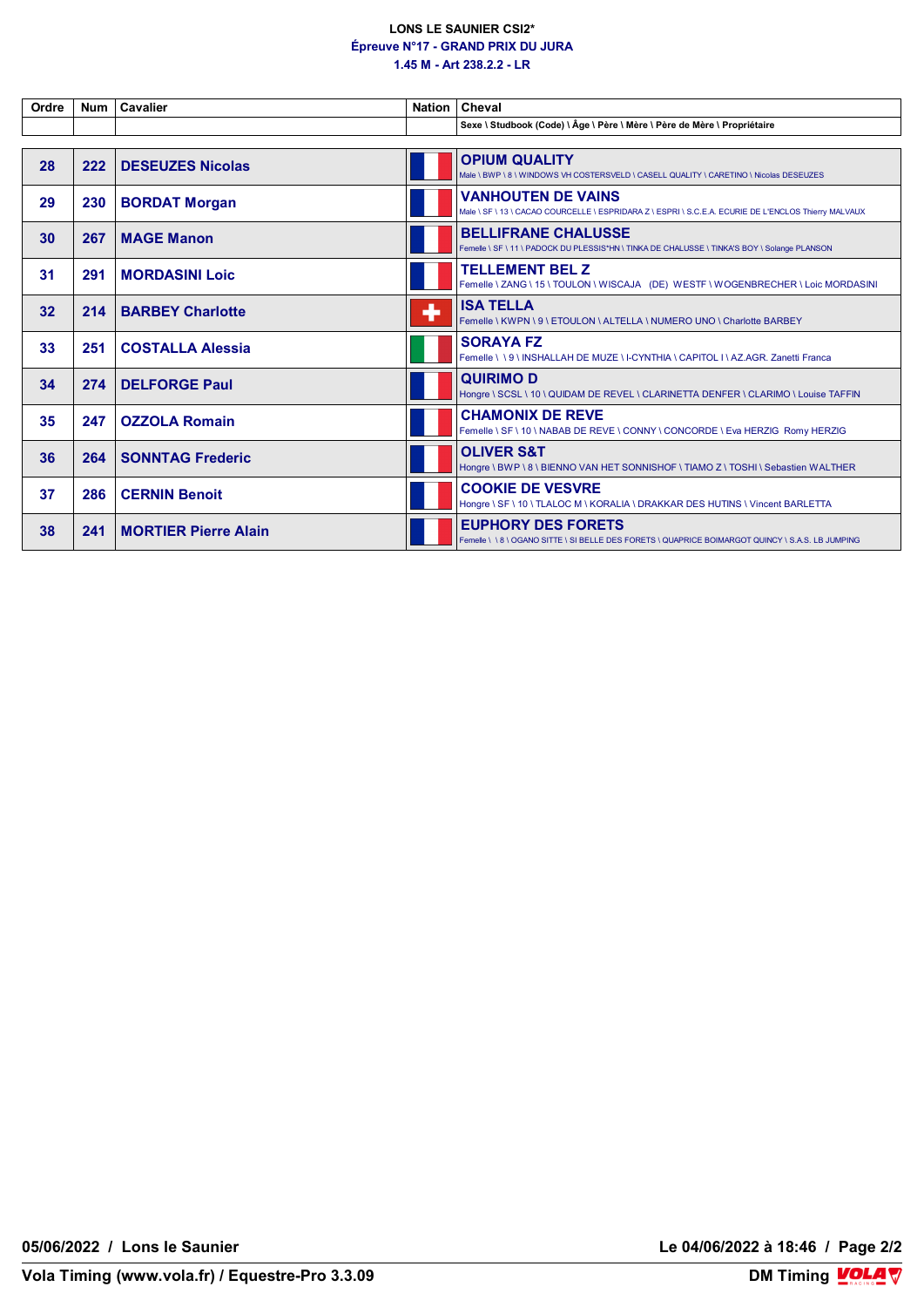**LONS LE SAUNIER CSI2***

**Épreuve N°17 - GRAND PRIX DU JURA**

**1.45 M - Art 238.2.2 - LR**

| Ordre | Num | Cavalier | Nation | Cheval |
|---|---|---|---|---|
| | | | | Sexe \ Studbook (Code) \ Âge \ Père \ Mère \ Père de Mère \ Propriétaire |
| 28 | 222 | DESEUZES Nicolas | FRA | OPIUM QUALITY<br>Male \ BWP \ 8 \ WINDOWS VH COSTERSVELD \ CASELL QUALITY \ CARETINO \ Nicolas DESEUZES |
| 29 | 230 | BORDAT Morgan | FRA | VANHOUTEN DE VAINS<br>Male \ SF \ 13 \ CACAO COURCELLE \ ESPRIDARA Z \ ESPRI \ S.C.E.A. ECURIE DE L'ENCLOS Thierry MALVAUX |
| 30 | 267 | MAGE Manon | FRA | BELLIFRANE CHALUSSE<br>Femelle \ SF \ 11 \ PADOCK DU PLESSIS*HN \ TINKA DE CHALUSSE \ TINKA'S BOY \ Solange PLANSON |
| 31 | 291 | MORDASINI Loic | FRA | TELLEMENT BEL Z<br>Femelle \ ZANG \ 15 \ TOULON \ WISCAJA (DE) WESTF \ WOGENBRECHER \ Loic MORDASINI |
| 32 | 214 | BARBEY Charlotte | SUI | ISA TELLA<br>Femelle \ KWPN \ 9 \ ETOULON \ ALTELLA \ NUMERO UNO \ Charlotte BARBEY |
| 33 | 251 | COSTALLA Alessia | ITA | SORAYA FZ<br>Femelle \ \ 9 \ INSHALLAH DE MUZE \ I-CYNTHIA \ CAPITOL I \ AZ.AGR. Zanetti Franca |
| 34 | 274 | DELFORGE Paul | FRA | QUIRIMO D<br>Hongre \ SCSL \ 10 \ QUIDAM DE REVEL \ CLARINETTA DENFER \ CLARIMO \ Louise TAFFIN |
| 35 | 247 | OZZOLA Romain | FRA | CHAMONIX DE REVE<br>Femelle \ SF \ 10 \ NABAB DE REVE \ CONNY \ CONCORDE \ Eva HERZIG Romy HERZIG |
| 36 | 264 | SONNTAG Frederic | FRA | OLIVER S&T<br>Hongre \ BWP \ 8 \ BIENNO VAN HET SONNISHOF \ TIAMO Z \ TOSHI \ Sebastien WALTHER |
| 37 | 286 | CERNIN Benoit | FRA | COOKIE DE VESVRE<br>Hongre \ SF \ 10 \ TLALOC M \ KORALIA \ DRAKKAR DES HUTINS \ Vincent BARLETTA |
| 38 | 241 | MORTIER Pierre Alain | FRA | EUPHORY DES FORETS<br>Femelle \ \ 8 \ OGANO SITTE \ SI BELLE DES FORETS \ QUAPRICE BOIMARGOT QUINCY \ S.A.S. LB JUMPING |

05/06/2022 / Lons le Saunier — Le 04/06/2022 à 18:46

Vola Timing (www.vola.fr) / Equestre-Pro 3.3.09 — DM Timing